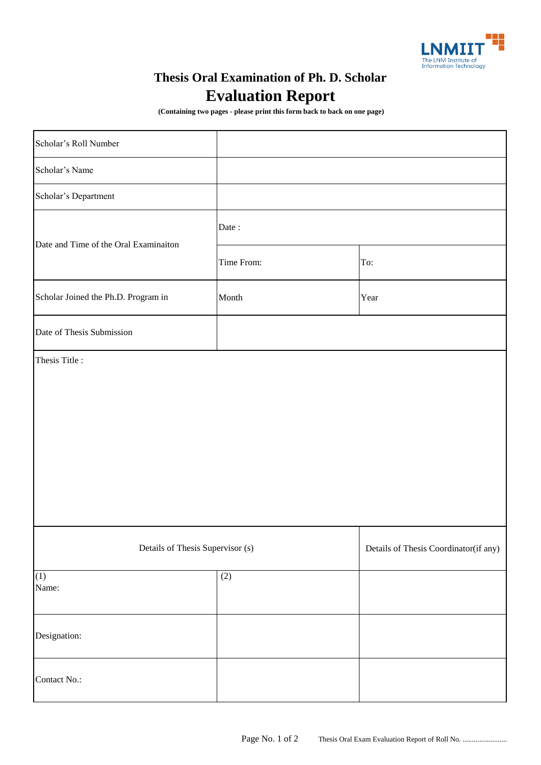# Thesis Oral Examination of Ph. D. Scholar

## Evaluation Report

**(Containing two pages - please print this form back to back on one page)**

| | | |
|---|---|---|
| Scholar's Roll Number | | |
| Scholar's Name | | |
| Scholar's Department | | |
| Date and Time of the Oral Examinaiton | Date : | |
| | Time From: | To: |
| Scholar Joined the Ph.D. Program in | Month | Year |
| Date of Thesis Submission | | |
| Thesis Title : | | |
| Details of Thesis Supervisor (s) | | Details of Thesis Coordinator(if any) |
| (1)<br>Name: | (2) | |
| Designation: | | |
| Contact No.: | | |

Thesis Oral Exam Evaluation Report of Roll No. ........................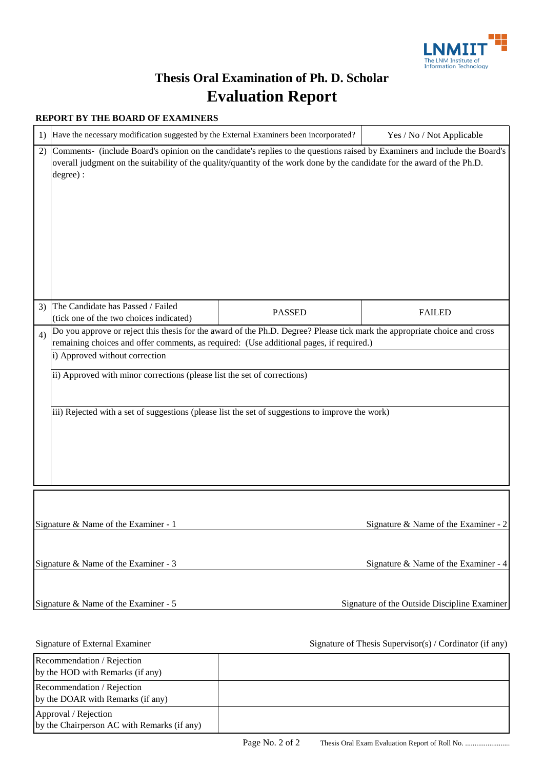# Thesis Oral Examination of Ph. D. Scholar

# Evaluation Report

**REPORT BY THE BOARD OF EXAMINERS**

| | | | |
|---|---|---|---|
| 1) | Have the necessary modification suggested by the External Examiners been incorporated? | | Yes / No / Not Applicable |
| 2) | Comments- (include Board's opinion on the candidate's replies to the questions raised by Examiners and include the Board's overall judgment on the suitability of the quality/quantity of the work done by the candidate for the award of the Ph.D. degree) : | | |
| 3) | The Candidate has Passed / Failed (tick one of the two choices indicated) | PASSED | FAILED |
| 4) | Do you approve or reject this thesis for the award of the Ph.D. Degree? Please tick mark the appropriate choice and cross remaining choices and offer comments, as required: (Use additional pages, if required.) | | |
| | i) Approved without correction | | |
| | ii) Approved with minor corrections (please list the set of corrections) | | |
| | iii) Rejected with a set of suggestions (please list the set of suggestions to improve the work) | | |

| | |
|---|---|
| Signature & Name of the Examiner - 1 | Signature & Name of the Examiner - 2 |
| Signature & Name of the Examiner - 3 | Signature & Name of the Examiner - 4 |
| Signature & Name of the Examiner - 5 | Signature of the Outside Discipline Examiner |

Signature of External Examiner

Signature of Thesis Supervisor(s) / Cordinator (if any)

| | |
|---|---|
| Recommendation / Rejection by the HOD with Remarks (if any) | |
| Recommendation / Rejection by the DOAR with Remarks (if any) | |
| Approval / Rejection by the Chairperson AC with Remarks (if any) | |

Thesis Oral Exam Evaluation Report of Roll No. ........................